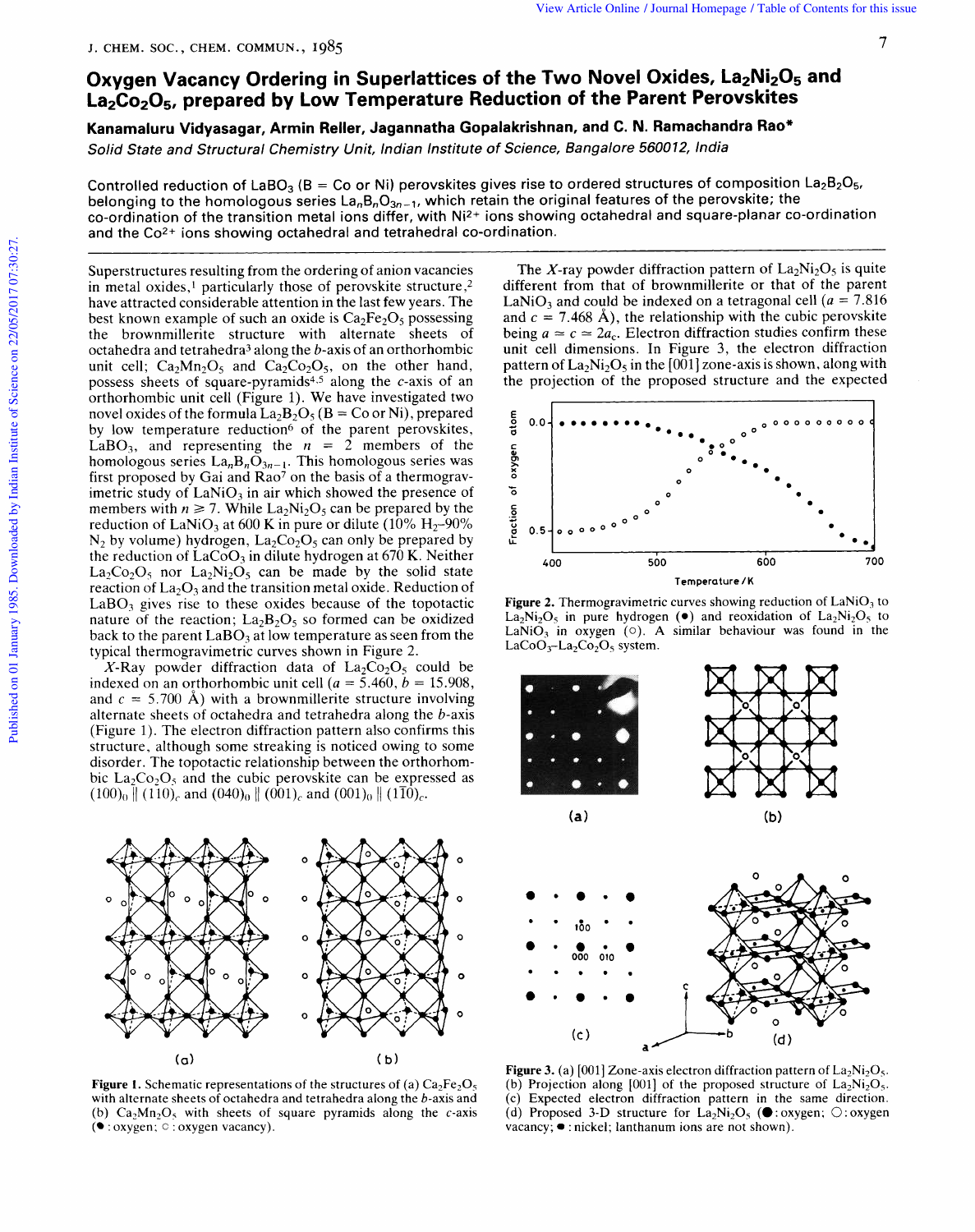# Oxygen Vacancy Ordering in Superlattices of the Two Novel Oxides, $La_2Ni_2O_5$ and $La_2Co_2O_5$, prepared by Low Temperature Reduction of the Parent Perovskites

**Kanamaluru Vidyasagar, Armin Reller, Jagannatha Gopalakrishnan, and C. N. Ramachandra Rao***

*Solid State and Structural Chemistry Unit, Indian Institute of Science, Bangalore 560012, India*

Controlled reduction of $LaBO_3$ (B = Co or Ni) perovskites gives rise to ordered structures of composition $La_2B_2O_5$, belonging to the homologous series $La_nB_nO_{3n-1}$, which retain the original features of the perovskite; the co-ordination of the transition metal ions differ, with $Ni^{2+}$ ions showing octahedral and square-planar co-ordination and the $Co^{2+}$ ions showing octahedral and tetrahedral co-ordination.

Superstructures resulting from the ordering of anion vacancies in metal oxides,[1] particularly those of perovskite structure,[2] have attracted considerable attention in the last few years. The best known example of such an oxide is $Ca_2Fe_2O_5$ possessing the brownmillerite structure with alternate sheets of octahedra and tetrahedra[3] along the *b*-axis of an orthorhombic unit cell; $Ca_2Mn_2O_5$ and $Ca_2Co_2O_5$, on the other hand, possess sheets of square-pyramids[4,5] along the *c*-axis of an orthorhombic unit cell (Figure 1). We have investigated two novel oxides of the formula $La_2B_2O_5$ (B = Co or Ni), prepared by low temperature reduction[6] of the parent perovskites, $LaBO_3$, and representing the $n$ = 2 members of the homologous series $La_nB_nO_{3n-1}$. This homologous series was first proposed by Gai and Rao[7] on the basis of a thermogravimetric study of $LaNiO_3$ in air which showed the presence of members with $n \geqslant 7$. While $La_2Ni_2O_5$ can be prepared by the reduction of $LaNiO_3$ at 600 K in pure or dilute (10% $H_2$–90% $N_2$ by volume) hydrogen, $La_2Co_2O_5$ can only be prepared by the reduction of $LaCoO_3$ in dilute hydrogen at 670 K. Neither $La_2Co_2O_5$ nor $La_2Ni_2O_5$ can be made by the solid state reaction of $La_2O_3$ and the transition metal oxide. Reduction of $LaBO_3$ gives rise to these oxides because of the topotactic nature of the reaction; $La_2B_2O_5$ so formed can be oxidized back to the parent $LaBO_3$ at low temperature as seen from the typical thermogravimetric curves shown in Figure 2.

*X*-Ray powder diffraction data of $La_2Co_2O_5$ could be indexed on an orthorhombic unit cell ($a$ = 5.460, $b$ = 15.908, and $c$ = 5.700 Å) with a brownmillerite structure involving alternate sheets of octahedra and tetrahedra along the *b*-axis (Figure 1). The electron diffraction pattern also confirms this structure, although some streaking is noticed owing to some disorder. The topotactic relationship between the orthorhombic $La_2Co_2O_5$ and the cubic perovskite can be expressed as $(100)_o \parallel (110)_c$ and $(040)_o \parallel (001)_c$ and $(001)_o \parallel (1\bar{1}0)_c$.

**Figure 1.** Schematic representations of the structures of (a) $Ca_2Fe_2O_5$ with alternate sheets of octahedra and tetrahedra along the *b*-axis and (b) $Ca_2Mn_2O_5$ with sheets of square pyramids along the *c*-axis (● : oxygen; ○ : oxygen vacancy).

The *X*-ray powder diffraction pattern of $La_2Ni_2O_5$ is quite different from that of brownmillerite or that of the parent $LaNiO_3$ and could be indexed on a tetragonal cell ($a$ = 7.816 and $c$ = 7.468 Å), the relationship with the cubic perovskite being $a \simeq c \simeq 2a_c$. Electron diffraction studies confirm these unit cell dimensions. In Figure 3, the electron diffraction pattern of $La_2Ni_2O_5$ in the [001] zone-axis is shown, along with the projection of the proposed structure and the expected

**Figure 2.** Thermogravimetric curves showing reduction of $LaNiO_3$ to $La_2Ni_2O_5$ in pure hydrogen (●) and reoxidation of $La_2Ni_2O_5$ to $LaNiO_3$ in oxygen (○). A similar behaviour was found in the $LaCoO_3$–$La_2Co_2O_5$ system.

**Figure 3.** (a) [001] Zone-axis electron diffraction pattern of $La_2Ni_2O_5$. (b) Projection along [001] of the proposed structure of $La_2Ni_2O_5$. (c) Expected electron diffraction pattern in the same direction. (d) Proposed 3-D structure for $La_2Ni_2O_5$ (●: oxygen; ○: oxygen vacancy; • : nickel; lanthanum ions are not shown).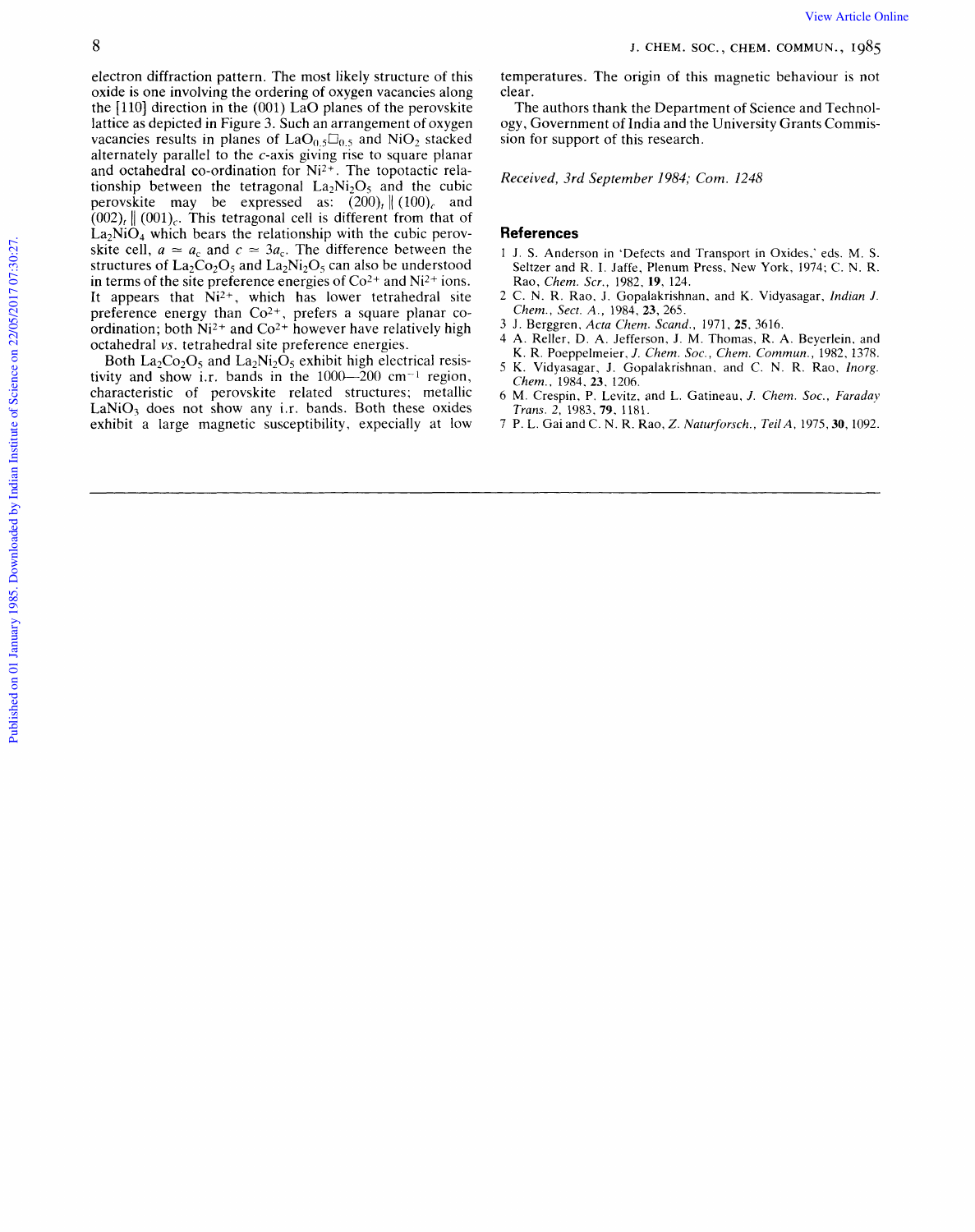electron diffraction pattern. The most likely structure of this oxide is one involving the ordering of oxygen vacancies along the [110] direction in the (001) LaO planes of the perovskite lattice as depicted in Figure 3. Such an arrangement of oxygen vacancies results in planes of $LaO_{0.5}\square_{0.5}$ and $NiO_2$ stacked alternately parallel to the *c*-axis giving rise to square planar and octahedral co-ordination for $Ni^{2+}$. The topotactic relationship between the tetragonal $La_2Ni_2O_5$ and the cubic perovskite may be expressed as: $(200)_t \parallel (100)_c$ and $(002)_t \parallel (001)_c$. This tetragonal cell is different from that of $La_2NiO_4$ which bears the relationship with the cubic perovskite cell, $a \simeq a_c$ and $c \simeq 3a_c$. The difference between the structures of $La_2Co_2O_5$ and $La_2Ni_2O_5$ can also be understood in terms of the site preference energies of $Co^{2+}$ and $Ni^{2+}$ ions. It appears that $Ni^{2+}$, which has lower tetrahedral site preference energy than $Co^{2+}$, prefers a square planar co-ordination; both $Ni^{2+}$ and $Co^{2+}$ however have relatively high octahedral *vs.* tetrahedral site preference energies.

Both $La_2Co_2O_5$ and $La_2Ni_2O_5$ exhibit high electrical resistivity and show i.r. bands in the 1000—200 $cm^{-1}$ region, characteristic of perovskite related structures; metallic $LaNiO_3$ does not show any i.r. bands. Both these oxides exhibit a large magnetic susceptibility, expecially at low temperatures. The origin of this magnetic behaviour is not clear.

The authors thank the Department of Science and Technology, Government of India and the University Grants Commission for support of this research.

*Received, 3rd September 1984; Com. 1248*

## References

1. J. S. Anderson in 'Defects and Transport in Oxides,' eds. M. S. Seltzer and R. I. Jaffe, Plenum Press, New York, 1974; C. N. R. Rao, *Chem. Scr.*, 1982, **19**, 124.
2. C. N. R. Rao, J. Gopalakrishnan, and K. Vidyasagar, *Indian J. Chem., Sect. A.*, 1984, **23**, 265.
3. J. Berggren, *Acta Chem. Scand.*, 1971, **25**, 3616.
4. A. Reller, D. A. Jefferson, J. M. Thomas, R. A. Beyerlein, and K. R. Poeppelmeier, *J. Chem. Soc., Chem. Commun.*, 1982, 1378.
5. K. Vidyasagar, J. Gopalakrishnan, and C. N. R. Rao, *Inorg. Chem.*, 1984, **23**, 1206.
6. M. Crespin, P. Levitz, and L. Gatineau, *J. Chem. Soc., Faraday Trans. 2*, 1983, **79**, 1181.
7. P. L. Gai and C. N. R. Rao, *Z. Naturforsch., Teil A*, 1975, **30**, 1092.